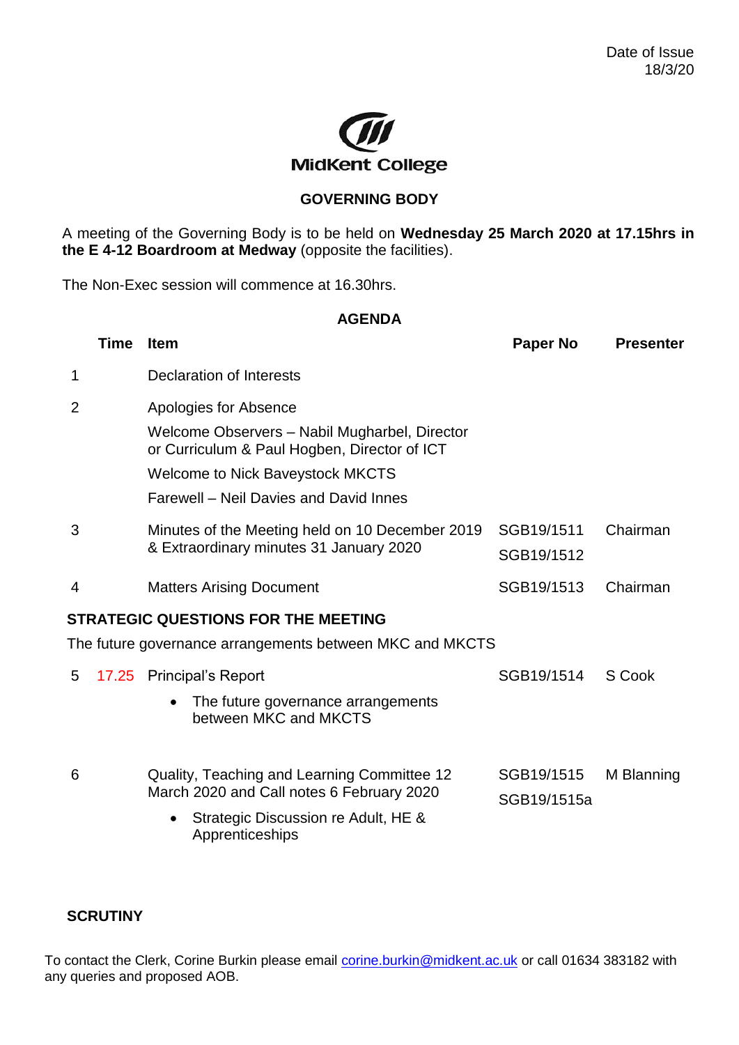Date of Issue
18/3/20

MidKent College

## GOVERNING BODY

A meeting of the Governing Body is to be held on **Wednesday 25 March 2020 at 17.15hrs in the E 4-12 Boardroom at Medway** (opposite the facilities).

The Non-Exec session will commence at 16.30hrs.

### AGENDA

| | Time | Item | Paper No | Presenter |
|---|---|---|---|---|
| 1 | | Declaration of Interests | | |
| 2 | | Apologies for Absence<br>Welcome Observers – Nabil Mugharbel, Director or Curriculum & Paul Hogben, Director of ICT<br>Welcome to Nick Baveystock MKCTS<br>Farewell – Neil Davies and David Innes | | |
| 3 | | Minutes of the Meeting held on 10 December 2019 & Extraordinary minutes 31 January 2020 | SGB19/1511<br>SGB19/1512 | Chairman |
| 4 | | Matters Arising Document | SGB19/1513 | Chairman |

**STRATEGIC QUESTIONS FOR THE MEETING**

The future governance arrangements between MKC and MKCTS

| | Time | Item | Paper No | Presenter |
|---|---|---|---|---|
| 5 | 17.25 | Principal's Report<br>• The future governance arrangements between MKC and MKCTS | SGB19/1514 | S Cook |
| 6 | | Quality, Teaching and Learning Committee 12 March 2020 and Call notes 6 February 2020<br>• Strategic Discussion re Adult, HE & Apprenticeships | SGB19/1515<br>SGB19/1515a | M Blanning |

**SCRUTINY**

To contact the Clerk, Corine Burkin please email corine.burkin@midkent.ac.uk or call 01634 383182 with any queries and proposed AOB.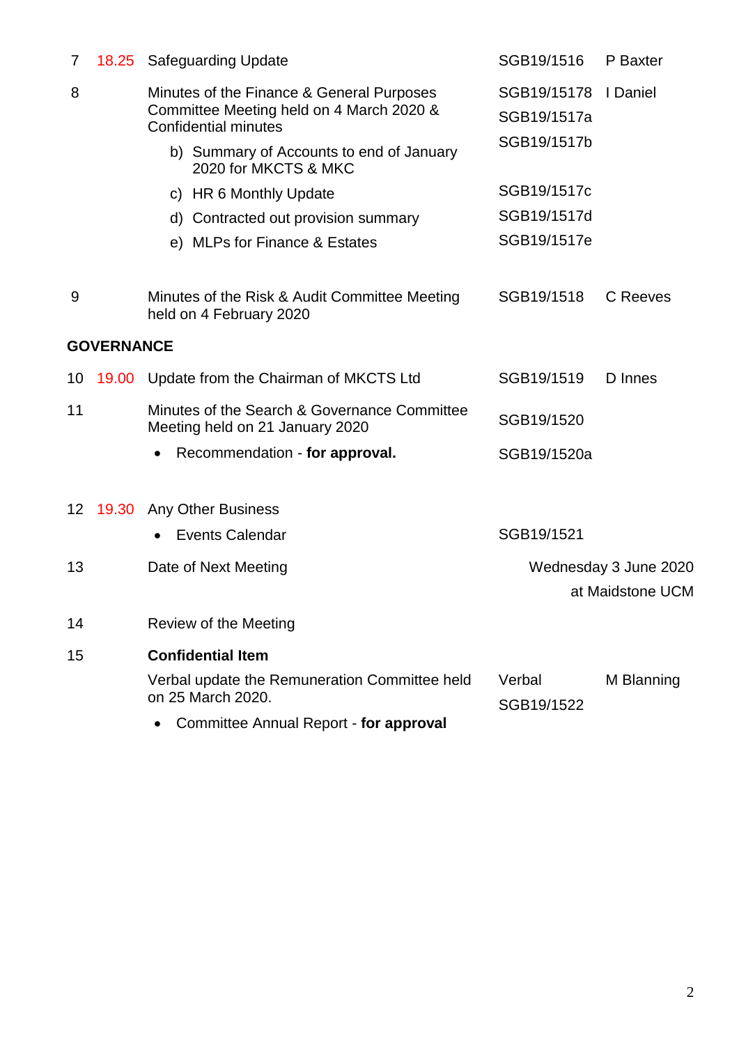| | | | | |
|---|---|---|---|---|
| 7 | 18.25 | Safeguarding Update | SGB19/1516 | P Baxter |
| 8 | | Minutes of the Finance & General Purposes Committee Meeting held on 4 March 2020 & Confidential minutes | SGB19/15178<br>SGB19/1517a | I Daniel |
| | | b) Summary of Accounts to end of January 2020 for MKCTS & MKC | SGB19/1517b | |
| | | c) HR 6 Monthly Update | SGB19/1517c | |
| | | d) Contracted out provision summary | SGB19/1517d | |
| | | e) MLPs for Finance & Estates | SGB19/1517e | |
| 9 | | Minutes of the Risk & Audit Committee Meeting held on 4 February 2020 | SGB19/1518 | C Reeves |
| **GOVERNANCE** | | | | |
| 10 | 19.00 | Update from the Chairman of MKCTS Ltd | SGB19/1519 | D Innes |
| 11 | | Minutes of the Search & Governance Committee Meeting held on 21 January 2020 | SGB19/1520 | |
| | | • Recommendation - **for approval.** | SGB19/1520a | |
| 12 | 19.30 | Any Other Business | | |
| | | • Events Calendar | SGB19/1521 | |
| 13 | | Date of Next Meeting | Wednesday 3 June 2020 at Maidstone UCM | |
| 14 | | Review of the Meeting | | |
| 15 | | **Confidential Item** | | |
| | | Verbal update the Remuneration Committee held on 25 March 2020. | Verbal<br>SGB19/1522 | M Blanning |
| | | • Committee Annual Report - **for approval** | | |